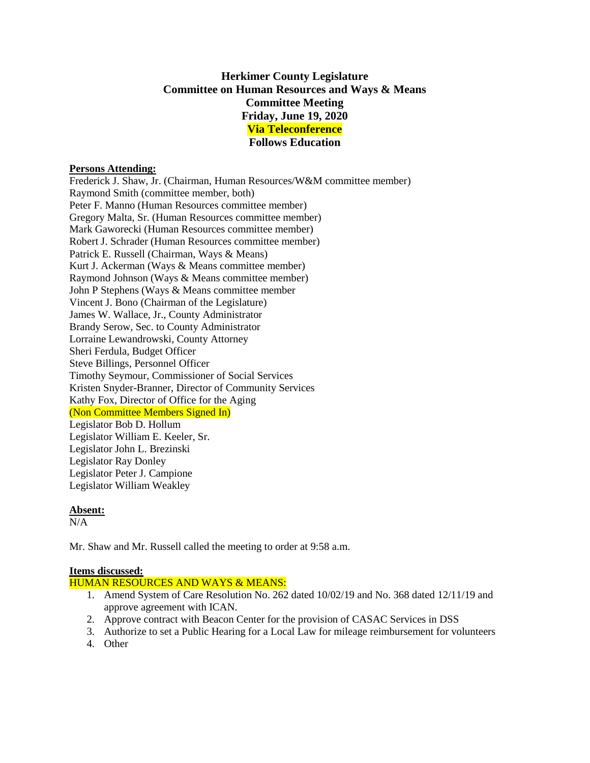# Herkimer County Legislature
## Committee on Human Resources and Ways & Means
## Committee Meeting
## Friday, June 19, 2020
## Via Teleconference
## Follows Education

**Persons Attending:**

Frederick J. Shaw, Jr. (Chairman, Human Resources/W&M committee member)
Raymond Smith (committee member, both)
Peter F. Manno (Human Resources committee member)
Gregory Malta, Sr. (Human Resources committee member)
Mark Gaworecki (Human Resources committee member)
Robert J. Schrader (Human Resources committee member)
Patrick E. Russell (Chairman, Ways & Means)
Kurt J. Ackerman (Ways & Means committee member)
Raymond Johnson (Ways & Means committee member)
John P Stephens (Ways & Means committee member
Vincent J. Bono (Chairman of the Legislature)
James W. Wallace, Jr., County Administrator
Brandy Serow, Sec. to County Administrator
Lorraine Lewandrowski, County Attorney
Sheri Ferdula, Budget Officer
Steve Billings, Personnel Officer
Timothy Seymour, Commissioner of Social Services
Kristen Snyder-Branner, Director of Community Services
Kathy Fox, Director of Office for the Aging
(Non Committee Members Signed In)
Legislator Bob D. Hollum
Legislator William E. Keeler, Sr.
Legislator John L. Brezinski
Legislator Ray Donley
Legislator Peter J. Campione
Legislator William Weakley

**Absent:**

N/A

Mr. Shaw and Mr. Russell called the meeting to order at 9:58 a.m.

**Items discussed:**

HUMAN RESOURCES AND WAYS & MEANS:

1. Amend System of Care Resolution No. 262 dated 10/02/19 and No. 368 dated 12/11/19 and approve agreement with ICAN.
2. Approve contract with Beacon Center for the provision of CASAC Services in DSS
3. Authorize to set a Public Hearing for a Local Law for mileage reimbursement for volunteers
4. Other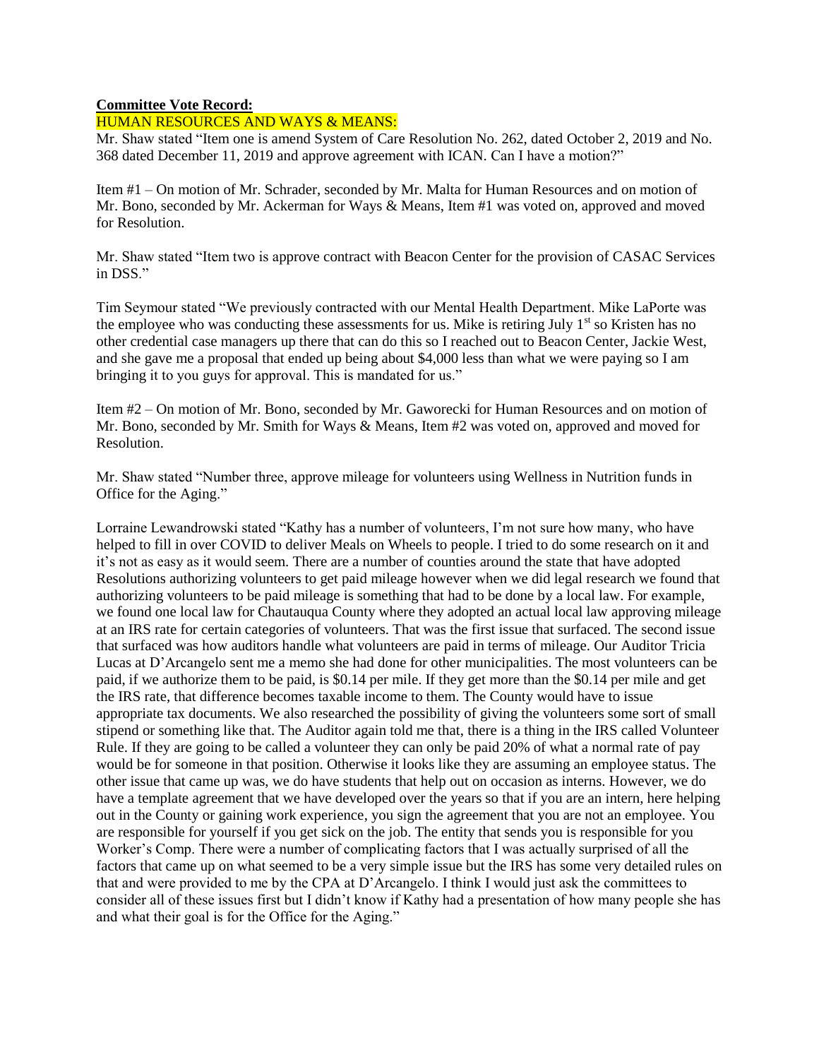**Committee Vote Record:**

HUMAN RESOURCES AND WAYS & MEANS:

Mr. Shaw stated "Item one is amend System of Care Resolution No. 262, dated October 2, 2019 and No. 368 dated December 11, 2019 and approve agreement with ICAN. Can I have a motion?"

Item #1 – On motion of Mr. Schrader, seconded by Mr. Malta for Human Resources and on motion of Mr. Bono, seconded by Mr. Ackerman for Ways & Means, Item #1 was voted on, approved and moved for Resolution.

Mr. Shaw stated "Item two is approve contract with Beacon Center for the provision of CASAC Services in DSS."

Tim Seymour stated "We previously contracted with our Mental Health Department. Mike LaPorte was the employee who was conducting these assessments for us. Mike is retiring July 1st so Kristen has no other credential case managers up there that can do this so I reached out to Beacon Center, Jackie West, and she gave me a proposal that ended up being about $4,000 less than what we were paying so I am bringing it to you guys for approval. This is mandated for us."

Item #2 – On motion of Mr. Bono, seconded by Mr. Gaworecki for Human Resources and on motion of Mr. Bono, seconded by Mr. Smith for Ways & Means, Item #2 was voted on, approved and moved for Resolution.

Mr. Shaw stated "Number three, approve mileage for volunteers using Wellness in Nutrition funds in Office for the Aging."

Lorraine Lewandrowski stated "Kathy has a number of volunteers, I'm not sure how many, who have helped to fill in over COVID to deliver Meals on Wheels to people. I tried to do some research on it and it's not as easy as it would seem. There are a number of counties around the state that have adopted Resolutions authorizing volunteers to get paid mileage however when we did legal research we found that authorizing volunteers to be paid mileage is something that had to be done by a local law. For example, we found one local law for Chautauqua County where they adopted an actual local law approving mileage at an IRS rate for certain categories of volunteers. That was the first issue that surfaced. The second issue that surfaced was how auditors handle what volunteers are paid in terms of mileage. Our Auditor Tricia Lucas at D'Arcangelo sent me a memo she had done for other municipalities. The most volunteers can be paid, if we authorize them to be paid, is $0.14 per mile. If they get more than the $0.14 per mile and get the IRS rate, that difference becomes taxable income to them. The County would have to issue appropriate tax documents. We also researched the possibility of giving the volunteers some sort of small stipend or something like that. The Auditor again told me that, there is a thing in the IRS called Volunteer Rule. If they are going to be called a volunteer they can only be paid 20% of what a normal rate of pay would be for someone in that position. Otherwise it looks like they are assuming an employee status. The other issue that came up was, we do have students that help out on occasion as interns. However, we do have a template agreement that we have developed over the years so that if you are an intern, here helping out in the County or gaining work experience, you sign the agreement that you are not an employee. You are responsible for yourself if you get sick on the job. The entity that sends you is responsible for you Worker's Comp. There were a number of complicating factors that I was actually surprised of all the factors that came up on what seemed to be a very simple issue but the IRS has some very detailed rules on that and were provided to me by the CPA at D'Arcangelo. I think I would just ask the committees to consider all of these issues first but I didn't know if Kathy had a presentation of how many people she has and what their goal is for the Office for the Aging."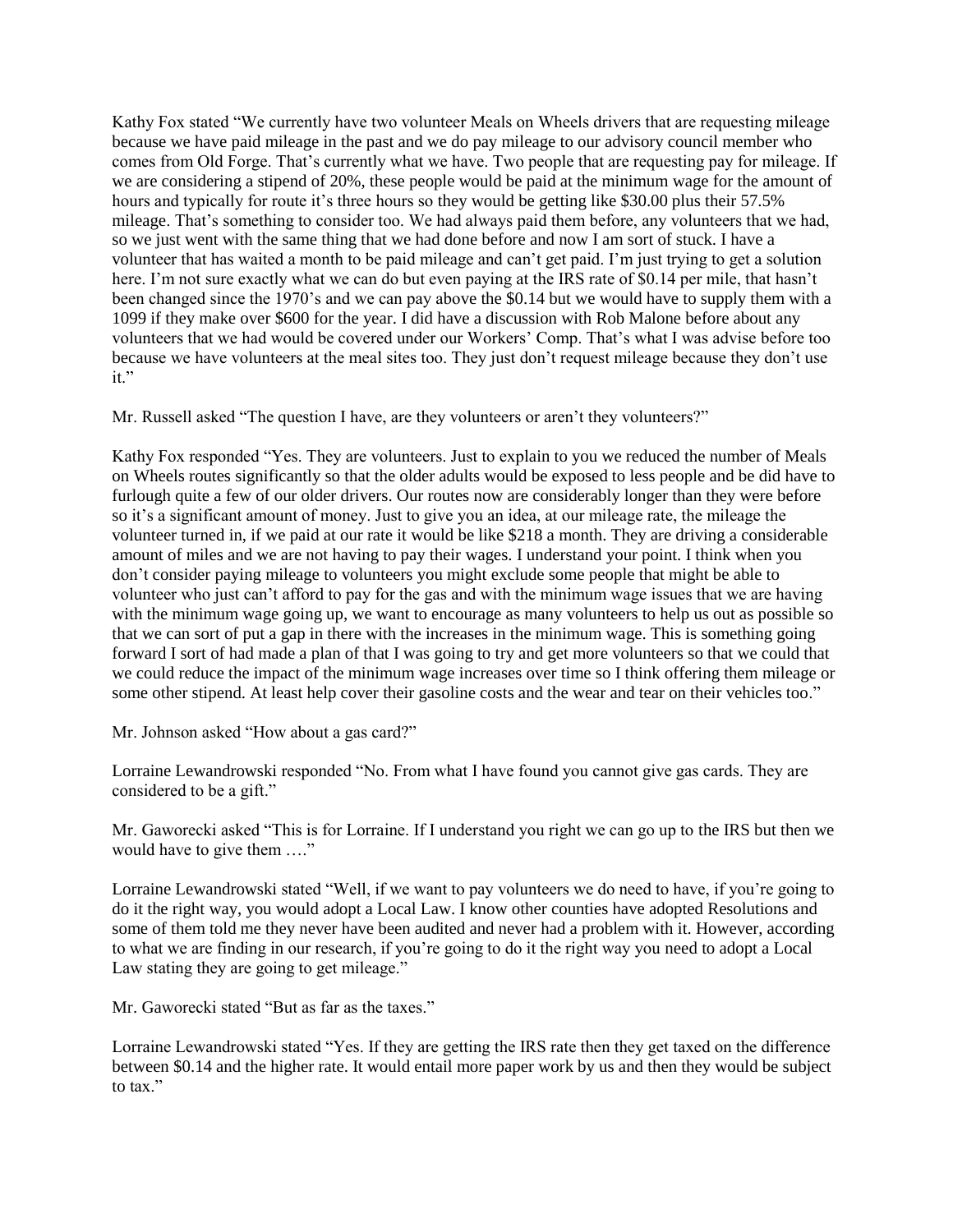Kathy Fox stated "We currently have two volunteer Meals on Wheels drivers that are requesting mileage because we have paid mileage in the past and we do pay mileage to our advisory council member who comes from Old Forge. That's currently what we have. Two people that are requesting pay for mileage. If we are considering a stipend of 20%, these people would be paid at the minimum wage for the amount of hours and typically for route it's three hours so they would be getting like $30.00 plus their 57.5% mileage. That's something to consider too. We had always paid them before, any volunteers that we had, so we just went with the same thing that we had done before and now I am sort of stuck. I have a volunteer that has waited a month to be paid mileage and can't get paid. I'm just trying to get a solution here. I'm not sure exactly what we can do but even paying at the IRS rate of $0.14 per mile, that hasn't been changed since the 1970's and we can pay above the $0.14 but we would have to supply them with a 1099 if they make over $600 for the year. I did have a discussion with Rob Malone before about any volunteers that we had would be covered under our Workers' Comp. That's what I was advise before too because we have volunteers at the meal sites too. They just don't request mileage because they don't use it."

Mr. Russell asked "The question I have, are they volunteers or aren't they volunteers?"

Kathy Fox responded "Yes. They are volunteers. Just to explain to you we reduced the number of Meals on Wheels routes significantly so that the older adults would be exposed to less people and be did have to furlough quite a few of our older drivers. Our routes now are considerably longer than they were before so it's a significant amount of money. Just to give you an idea, at our mileage rate, the mileage the volunteer turned in, if we paid at our rate it would be like $218 a month. They are driving a considerable amount of miles and we are not having to pay their wages. I understand your point. I think when you don't consider paying mileage to volunteers you might exclude some people that might be able to volunteer who just can't afford to pay for the gas and with the minimum wage issues that we are having with the minimum wage going up, we want to encourage as many volunteers to help us out as possible so that we can sort of put a gap in there with the increases in the minimum wage. This is something going forward I sort of had made a plan of that I was going to try and get more volunteers so that we could that we could reduce the impact of the minimum wage increases over time so I think offering them mileage or some other stipend. At least help cover their gasoline costs and the wear and tear on their vehicles too."

Mr. Johnson asked "How about a gas card?"

Lorraine Lewandrowski responded "No. From what I have found you cannot give gas cards. They are considered to be a gift."

Mr. Gaworecki asked "This is for Lorraine. If I understand you right we can go up to the IRS but then we would have to give them …."

Lorraine Lewandrowski stated "Well, if we want to pay volunteers we do need to have, if you're going to do it the right way, you would adopt a Local Law. I know other counties have adopted Resolutions and some of them told me they never have been audited and never had a problem with it. However, according to what we are finding in our research, if you're going to do it the right way you need to adopt a Local Law stating they are going to get mileage."

Mr. Gaworecki stated "But as far as the taxes."

Lorraine Lewandrowski stated "Yes. If they are getting the IRS rate then they get taxed on the difference between $0.14 and the higher rate. It would entail more paper work by us and then they would be subject to tax."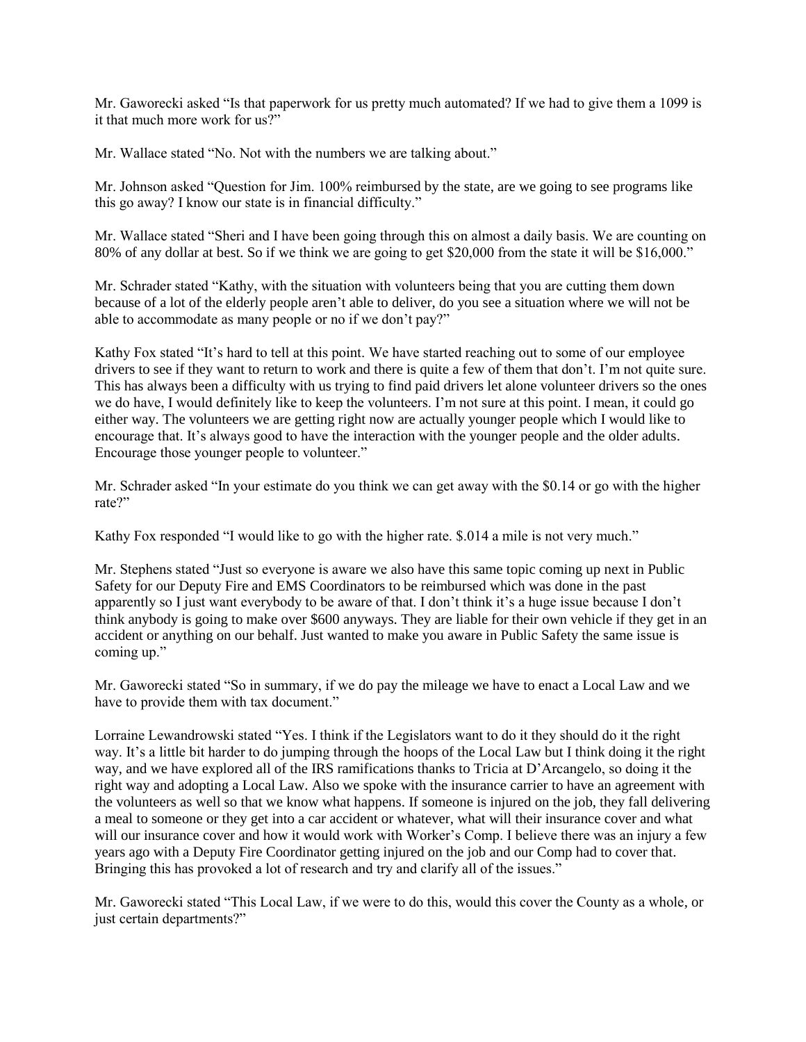Mr. Gaworecki asked "Is that paperwork for us pretty much automated? If we had to give them a 1099 is it that much more work for us?"

Mr. Wallace stated "No. Not with the numbers we are talking about."

Mr. Johnson asked "Question for Jim. 100% reimbursed by the state, are we going to see programs like this go away? I know our state is in financial difficulty."

Mr. Wallace stated "Sheri and I have been going through this on almost a daily basis. We are counting on 80% of any dollar at best. So if we think we are going to get $20,000 from the state it will be $16,000."

Mr. Schrader stated "Kathy, with the situation with volunteers being that you are cutting them down because of a lot of the elderly people aren't able to deliver, do you see a situation where we will not be able to accommodate as many people or no if we don't pay?"

Kathy Fox stated "It's hard to tell at this point. We have started reaching out to some of our employee drivers to see if they want to return to work and there is quite a few of them that don't. I'm not quite sure. This has always been a difficulty with us trying to find paid drivers let alone volunteer drivers so the ones we do have, I would definitely like to keep the volunteers. I'm not sure at this point. I mean, it could go either way. The volunteers we are getting right now are actually younger people which I would like to encourage that. It's always good to have the interaction with the younger people and the older adults. Encourage those younger people to volunteer."

Mr. Schrader asked "In your estimate do you think we can get away with the $0.14 or go with the higher rate?"

Kathy Fox responded "I would like to go with the higher rate. $.014 a mile is not very much."

Mr. Stephens stated "Just so everyone is aware we also have this same topic coming up next in Public Safety for our Deputy Fire and EMS Coordinators to be reimbursed which was done in the past apparently so I just want everybody to be aware of that. I don't think it's a huge issue because I don't think anybody is going to make over $600 anyways. They are liable for their own vehicle if they get in an accident or anything on our behalf. Just wanted to make you aware in Public Safety the same issue is coming up."

Mr. Gaworecki stated "So in summary, if we do pay the mileage we have to enact a Local Law and we have to provide them with tax document."

Lorraine Lewandrowski stated "Yes. I think if the Legislators want to do it they should do it the right way. It's a little bit harder to do jumping through the hoops of the Local Law but I think doing it the right way, and we have explored all of the IRS ramifications thanks to Tricia at D'Arcangelo, so doing it the right way and adopting a Local Law. Also we spoke with the insurance carrier to have an agreement with the volunteers as well so that we know what happens. If someone is injured on the job, they fall delivering a meal to someone or they get into a car accident or whatever, what will their insurance cover and what will our insurance cover and how it would work with Worker's Comp. I believe there was an injury a few years ago with a Deputy Fire Coordinator getting injured on the job and our Comp had to cover that. Bringing this has provoked a lot of research and try and clarify all of the issues."

Mr. Gaworecki stated "This Local Law, if we were to do this, would this cover the County as a whole, or just certain departments?"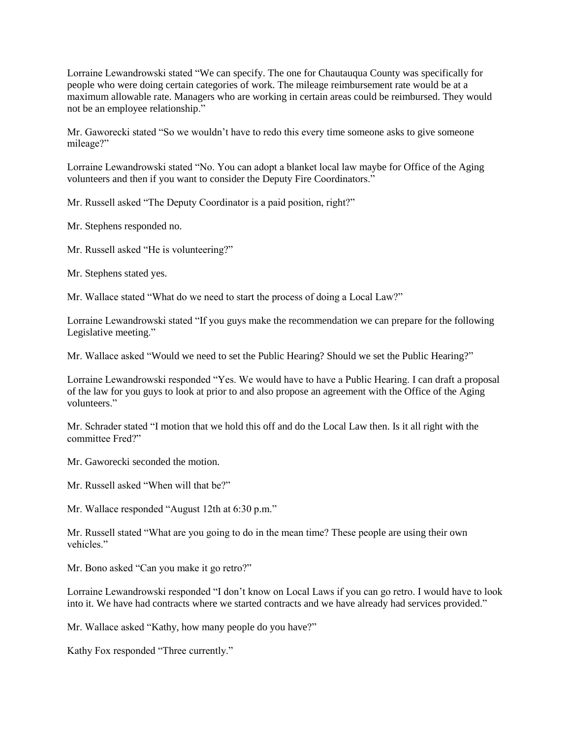Lorraine Lewandrowski stated “We can specify. The one for Chautauqua County was specifically for people who were doing certain categories of work. The mileage reimbursement rate would be at a maximum allowable rate. Managers who are working in certain areas could be reimbursed. They would not be an employee relationship.”

Mr. Gaworecki stated “So we wouldn’t have to redo this every time someone asks to give someone mileage?”

Lorraine Lewandrowski stated “No. You can adopt a blanket local law maybe for Office of the Aging volunteers and then if you want to consider the Deputy Fire Coordinators.”

Mr. Russell asked “The Deputy Coordinator is a paid position, right?”

Mr. Stephens responded no.

Mr. Russell asked “He is volunteering?”

Mr. Stephens stated yes.

Mr. Wallace stated “What do we need to start the process of doing a Local Law?”

Lorraine Lewandrowski stated “If you guys make the recommendation we can prepare for the following Legislative meeting.”

Mr. Wallace asked “Would we need to set the Public Hearing? Should we set the Public Hearing?”

Lorraine Lewandrowski responded “Yes. We would have to have a Public Hearing. I can draft a proposal of the law for you guys to look at prior to and also propose an agreement with the Office of the Aging volunteers.”

Mr. Schrader stated “I motion that we hold this off and do the Local Law then. Is it all right with the committee Fred?”

Mr. Gaworecki seconded the motion.

Mr. Russell asked “When will that be?”

Mr. Wallace responded “August 12th at 6:30 p.m.”

Mr. Russell stated “What are you going to do in the mean time? These people are using their own vehicles.”

Mr. Bono asked “Can you make it go retro?”

Lorraine Lewandrowski responded “I don’t know on Local Laws if you can go retro. I would have to look into it. We have had contracts where we started contracts and we have already had services provided.”

Mr. Wallace asked “Kathy, how many people do you have?”

Kathy Fox responded “Three currently.”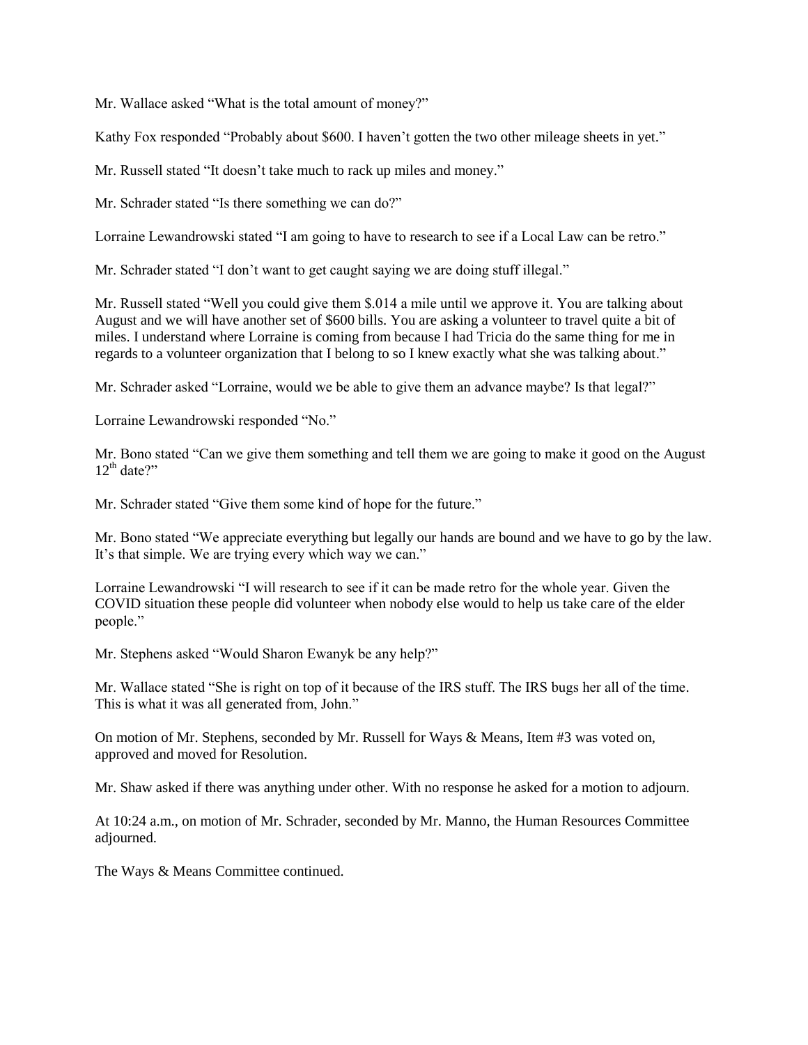Mr. Wallace asked "What is the total amount of money?"

Kathy Fox responded "Probably about $600. I haven't gotten the two other mileage sheets in yet."

Mr. Russell stated "It doesn't take much to rack up miles and money."

Mr. Schrader stated "Is there something we can do?"

Lorraine Lewandrowski stated "I am going to have to research to see if a Local Law can be retro."

Mr. Schrader stated "I don't want to get caught saying we are doing stuff illegal."

Mr. Russell stated "Well you could give them $.014 a mile until we approve it. You are talking about August and we will have another set of $600 bills. You are asking a volunteer to travel quite a bit of miles. I understand where Lorraine is coming from because I had Tricia do the same thing for me in regards to a volunteer organization that I belong to so I knew exactly what she was talking about."

Mr. Schrader asked "Lorraine, would we be able to give them an advance maybe? Is that legal?"

Lorraine Lewandrowski responded "No."

Mr. Bono stated "Can we give them something and tell them we are going to make it good on the August 12th date?"

Mr. Schrader stated "Give them some kind of hope for the future."

Mr. Bono stated "We appreciate everything but legally our hands are bound and we have to go by the law. It's that simple. We are trying every which way we can."

Lorraine Lewandrowski "I will research to see if it can be made retro for the whole year. Given the COVID situation these people did volunteer when nobody else would to help us take care of the elder people."

Mr. Stephens asked "Would Sharon Ewanyk be any help?"

Mr. Wallace stated "She is right on top of it because of the IRS stuff. The IRS bugs her all of the time. This is what it was all generated from, John."

On motion of Mr. Stephens, seconded by Mr. Russell for Ways & Means, Item #3 was voted on, approved and moved for Resolution.

Mr. Shaw asked if there was anything under other. With no response he asked for a motion to adjourn.

At 10:24 a.m., on motion of Mr. Schrader, seconded by Mr. Manno, the Human Resources Committee adjourned.

The Ways & Means Committee continued.